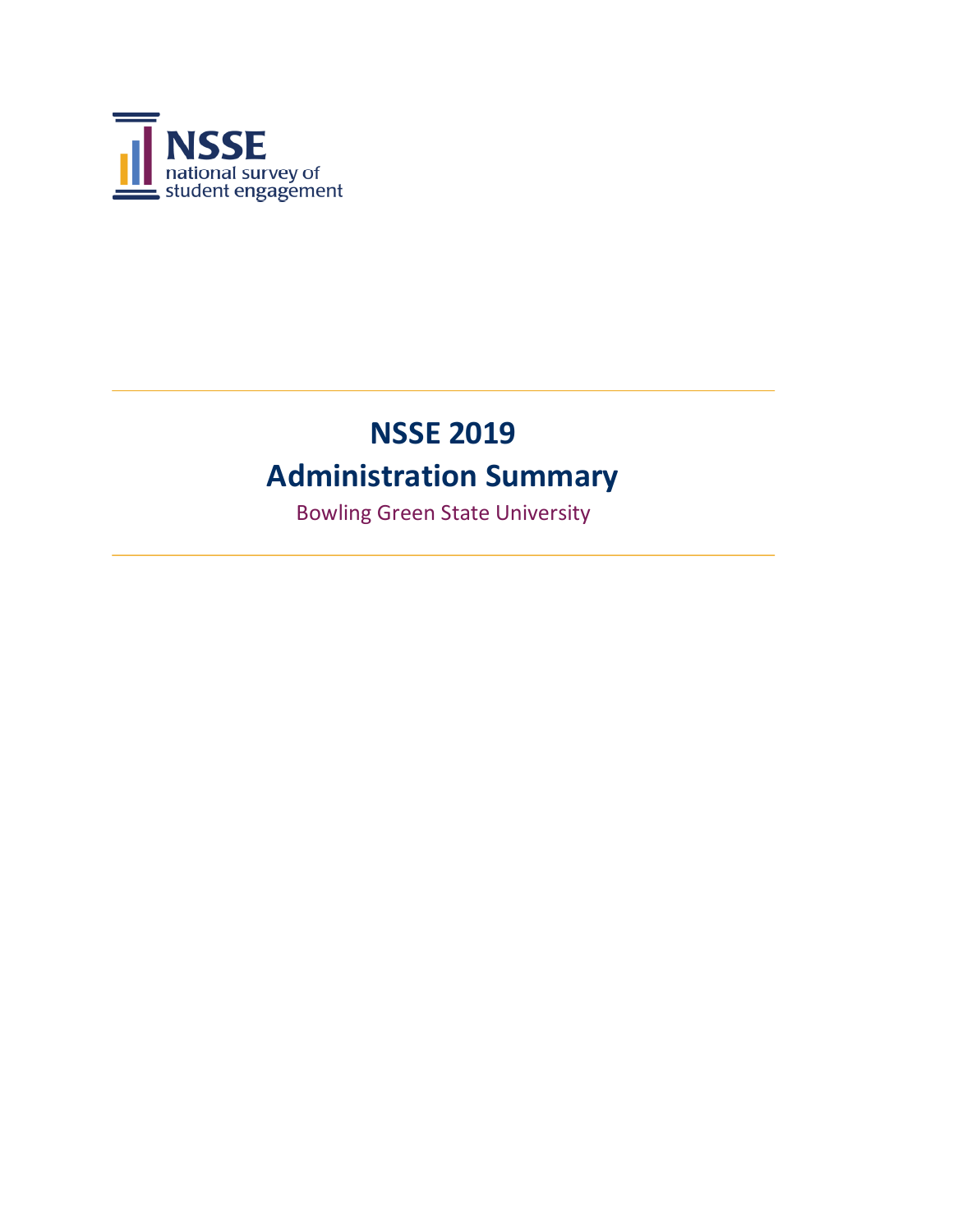NSSE
national survey of
student engagement

# NSSE 2019
# Administration Summary

Bowling Green State University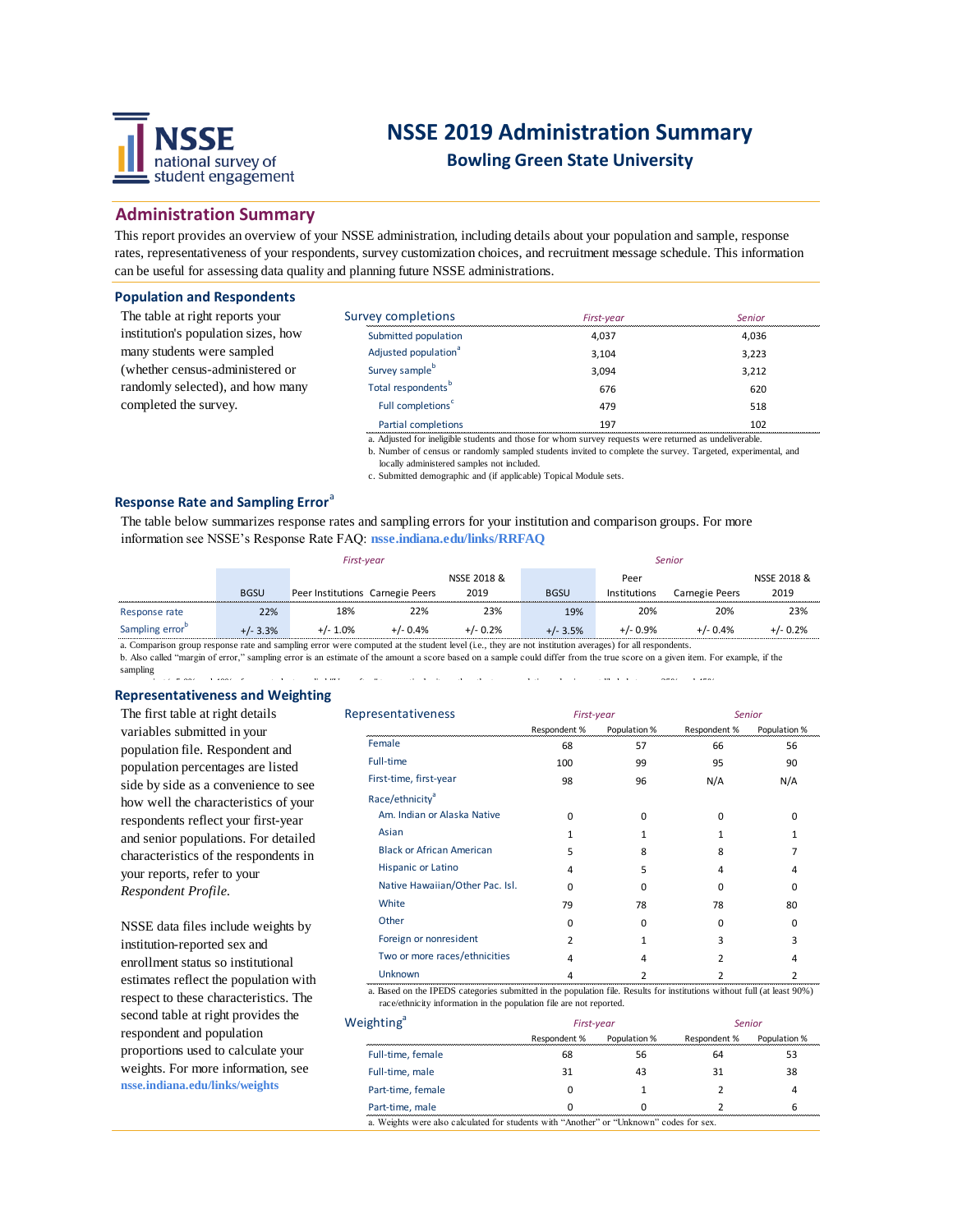# NSSE 2019 Administration Summary

## Bowling Green State University

## Administration Summary

This report provides an overview of your NSSE administration, including details about your population and sample, response rates, representativeness of your respondents, survey customization choices, and recruitment message schedule. This information can be useful for assessing data quality and planning future NSSE administrations.

### Population and Respondents

The table at right reports your institution's population sizes, how many students were sampled (whether census-administered or randomly selected), and how many completed the survey.

| Survey completions | *First-year* | *Senior* |
|---|---|---|
| Submitted population | 4,037 | 4,036 |
| Adjusted population[a] | 3,104 | 3,223 |
| Survey sample[b] | 3,094 | 3,212 |
| Total respondents[b] | 676 | 620 |
| Full completions[c] | 479 | 518 |
| Partial completions | 197 | 102 |

a. Adjusted for ineligible students and those for whom survey requests were returned as undeliverable.
b. Number of census or randomly sampled students invited to complete the survey. Targeted, experimental, and locally administered samples not included.
c. Submitted demographic and (if applicable) Topical Module sets.

### Response Rate and Sampling Error[a]

The table below summarizes response rates and sampling errors for your institution and comparison groups. For more information see NSSE's Response Rate FAQ: **nsse.indiana.edu/links/RRFAQ**

| | *First-year* | | | | *Senior* | | | |
|---|---|---|---|---|---|---|---|---|
| | BGSU | Peer Institutions | Carnegie Peers | NSSE 2018 & 2019 | BGSU | Peer Institutions | Carnegie Peers | NSSE 2018 & 2019 |
| Response rate | 22% | 18% | 22% | 23% | 19% | 20% | 20% | 23% |
| Sampling error[b] | +/- 3.3% | +/- 1.0% | +/- 0.4% | +/- 0.2% | +/- 3.5% | +/- 0.9% | +/- 0.4% | +/- 0.2% |

a. Comparison group response rate and sampling error were computed at the student level (i.e., they are not institution averages) for all respondents.
b. Also called "margin of error," sampling error is an estimate of the amount a score based on a sample could differ from the true score on a given item. For example, if the sampling

### Representativeness and Weighting

The first table at right details variables submitted in your population file. Respondent and population percentages are listed side by side as a convenience to see how well the characteristics of your respondents reflect your first-year and senior populations. For detailed characteristics of the respondents in your reports, refer to your *Respondent Profile.*

NSSE data files include weights by institution-reported sex and enrollment status so institutional estimates reflect the population with respect to these characteristics. The second table at right provides the respondent and population proportions used to calculate your weights. For more information, see **nsse.indiana.edu/links/weights**

| Representativeness | *First-year* Respondent % | *First-year* Population % | *Senior* Respondent % | *Senior* Population % |
|---|---|---|---|---|
| Female | 68 | 57 | 66 | 56 |
| Full-time | 100 | 99 | 95 | 90 |
| First-time, first-year | 98 | 96 | N/A | N/A |
| Race/ethnicity[a] | | | | |
| Am. Indian or Alaska Native | 0 | 0 | 0 | 0 |
| Asian | 1 | 1 | 1 | 1 |
| Black or African American | 5 | 8 | 8 | 7 |
| Hispanic or Latino | 4 | 5 | 4 | 4 |
| Native Hawaiian/Other Pac. Isl. | 0 | 0 | 0 | 0 |
| White | 79 | 78 | 78 | 80 |
| Other | 0 | 0 | 0 | 0 |
| Foreign or nonresident | 2 | 1 | 3 | 3 |
| Two or more races/ethnicities | 4 | 4 | 2 | 4 |
| Unknown | 4 | 2 | 2 | 2 |

a. Based on the IPEDS categories submitted in the population file. Results for institutions without full (at least 90%) race/ethnicity information in the population file are not reported.

| Weighting[a] | *First-year* Respondent % | *First-year* Population % | *Senior* Respondent % | *Senior* Population % |
|---|---|---|---|---|
| Full-time, female | 68 | 56 | 64 | 53 |
| Full-time, male | 31 | 43 | 31 | 38 |
| Part-time, female | 0 | 1 | 2 | 4 |
| Part-time, male | 0 | 0 | 2 | 6 |

a. Weights were also calculated for students with "Another" or "Unknown" codes for sex.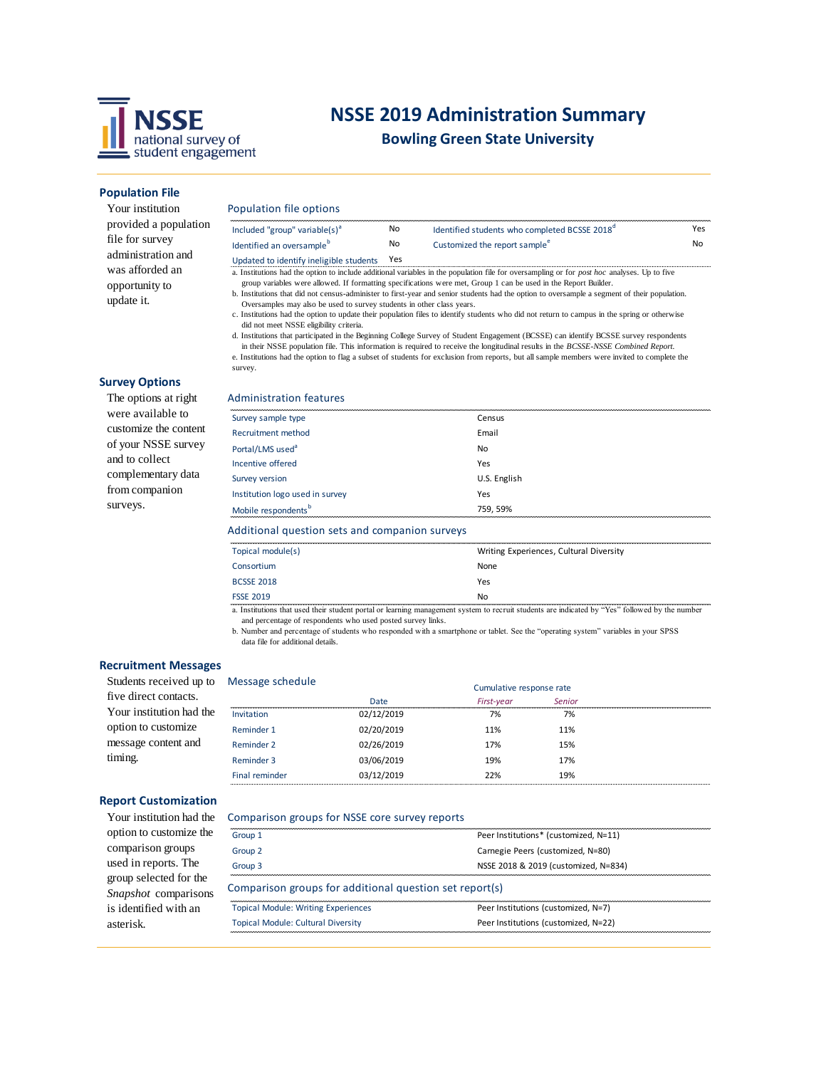# NSSE 2019 Administration Summary

## Bowling Green State University

### Population File

Your institution provided a population file for survey administration and was afforded an opportunity to update it.

#### Population file options

| | | | |
|---|---|---|---|
| Included "group" variable(s)[a] | No | Identified students who completed BCSSE 2018[d] | Yes |
| Identified an oversample[b] | No | Customized the report sample[e] | No |
| Updated to identify ineligible students | Yes | | |

a. Institutions had the option to include additional variables in the population file for oversampling or for *post hoc* analyses. Up to five group variables were allowed. If formatting specifications were met, Group 1 can be used in the Report Builder.

b. Institutions that did not census-administer to first-year and senior students had the option to oversample a segment of their population. Oversamples may also be used to survey students in other class years.

c. Institutions had the option to update their population files to identify students who did not return to campus in the spring or otherwise did not meet NSSE eligibility criteria.

d. Institutions that participated in the Beginning College Survey of Student Engagement (BCSSE) can identify BCSSE survey respondents in their NSSE population file. This information is required to receive the longitudinal results in the *BCSSE-NSSE Combined Report*.

e. Institutions had the option to flag a subset of students for exclusion from reports, but all sample members were invited to complete the survey.

### Survey Options

The options at right were available to customize the content of your NSSE survey and to collect complementary data from companion surveys.

#### Administration features

| | |
|---|---|
| Survey sample type | Census |
| Recruitment method | Email |
| Portal/LMS used[a] | No |
| Incentive offered | Yes |
| Survey version | U.S. English |
| Institution logo used in survey | Yes |
| Mobile respondents[b] | 759, 59% |

#### Additional question sets and companion surveys

| | |
|---|---|
| Topical module(s) | Writing Experiences, Cultural Diversity |
| Consortium | None |
| BCSSE 2018 | Yes |
| FSSE 2019 | No |

a. Institutions that used their student portal or learning management system to recruit students are indicated by "Yes" followed by the number and percentage of respondents who used posted survey links.

b. Number and percentage of students who responded with a smartphone or tablet. See the "operating system" variables in your SPSS data file for additional details.

### Recruitment Messages

Students received up to five direct contacts. Your institution had the option to customize message content and timing.

#### Message schedule

| | | Cumulative response rate | |
|---|---|---|---|
| | Date | *First-year* | *Senior* |
| Invitation | 02/12/2019 | 7% | 7% |
| Reminder 1 | 02/20/2019 | 11% | 11% |
| Reminder 2 | 02/26/2019 | 17% | 15% |
| Reminder 3 | 03/06/2019 | 19% | 17% |
| Final reminder | 03/12/2019 | 22% | 19% |

### Report Customization

Your institution had the option to customize the comparison groups used in reports. The group selected for the *Snapshot* comparisons is identified with an asterisk.

#### Comparison groups for NSSE core survey reports

| | |
|---|---|
| Group 1 | Peer Institutions* (customized, N=11) |
| Group 2 | Carnegie Peers (customized, N=80) |
| Group 3 | NSSE 2018 & 2019 (customized, N=834) |

#### Comparison groups for additional question set report(s)

| | |
|---|---|
| Topical Module: Writing Experiences | Peer Institutions (customized, N=7) |
| Topical Module: Cultural Diversity | Peer Institutions (customized, N=22) |